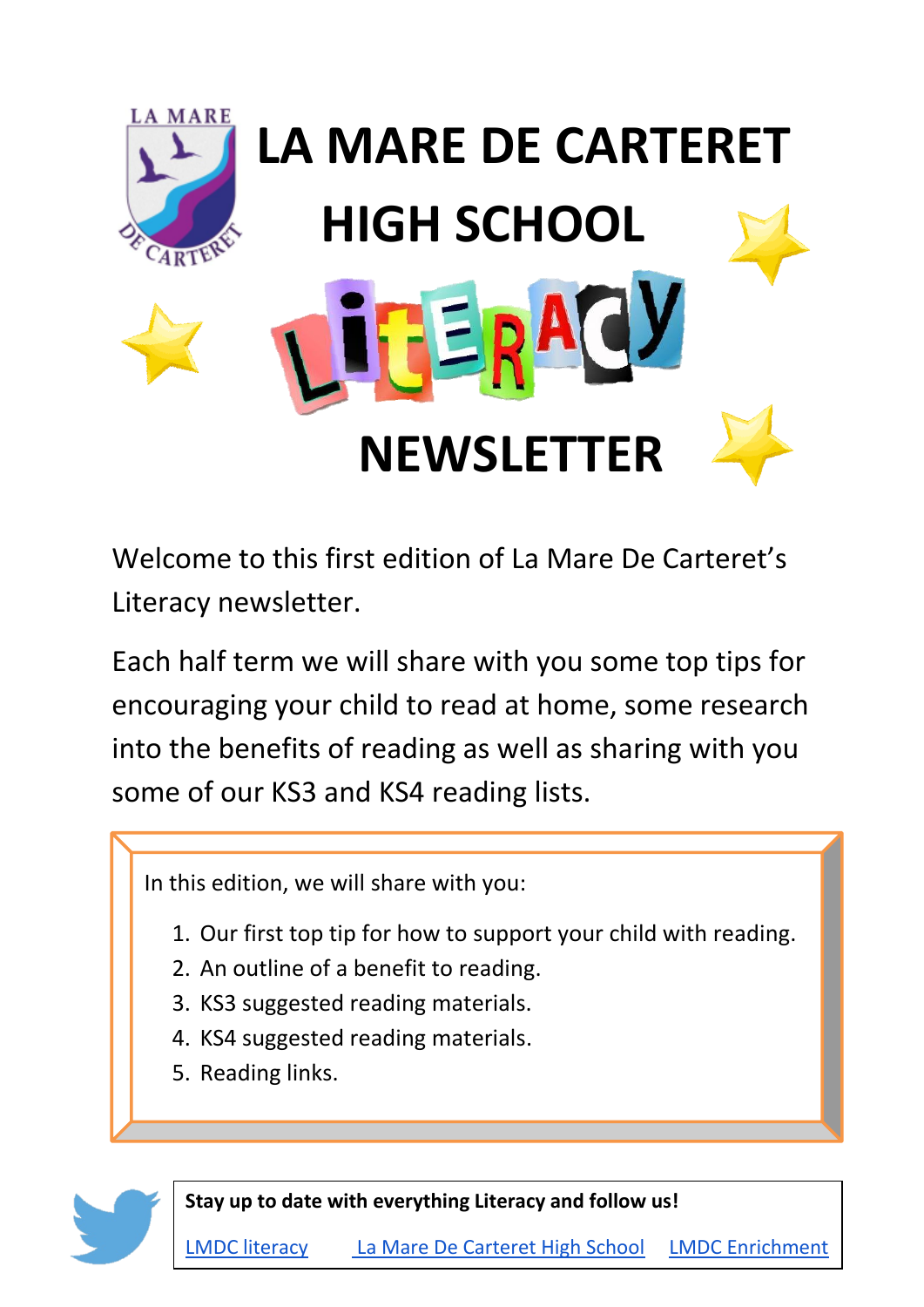# LA MARE DE CARTERET HIGH SCHOOL

# LITERACY NEWSLETTER

Welcome to this first edition of La Mare De Carteret's Literacy newsletter.

Each half term we will share with you some top tips for encouraging your child to read at home, some research into the benefits of reading as well as sharing with you some of our KS3 and KS4 reading lists.

In this edition, we will share with you:

1. Our first top tip for how to support your child with reading.
2. An outline of a benefit to reading.
3. KS3 suggested reading materials.
4. KS4 suggested reading materials.
5. Reading links.

**Stay up to date with everything Literacy and follow us!**

LMDC literacy      La Mare De Carteret High School      LMDC Enrichment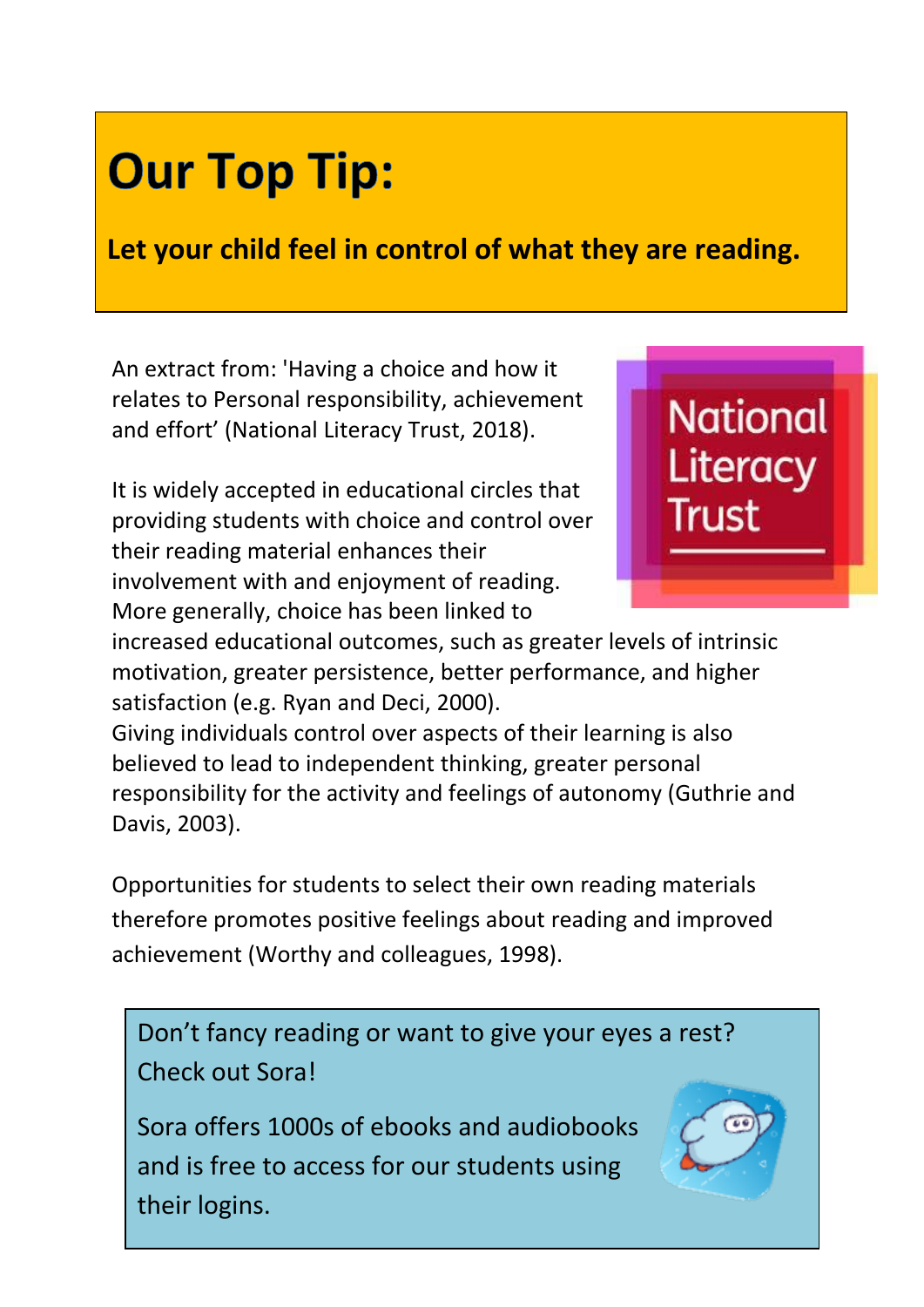# Our Top Tip:

**Let your child feel in control of what they are reading.**

An extract from: 'Having a choice and how it relates to Personal responsibility, achievement and effort' (National Literacy Trust, 2018).

It is widely accepted in educational circles that providing students with choice and control over their reading material enhances their involvement with and enjoyment of reading. More generally, choice has been linked to increased educational outcomes, such as greater levels of intrinsic motivation, greater persistence, better performance, and higher satisfaction (e.g. Ryan and Deci, 2000). Giving individuals control over aspects of their learning is also believed to lead to independent thinking, greater personal responsibility for the activity and feelings of autonomy (Guthrie and Davis, 2003).

Opportunities for students to select their own reading materials therefore promotes positive feelings about reading and improved achievement (Worthy and colleagues, 1998).

Don't fancy reading or want to give your eyes a rest? Check out Sora!

Sora offers 1000s of ebooks and audiobooks and is free to access for our students using their logins.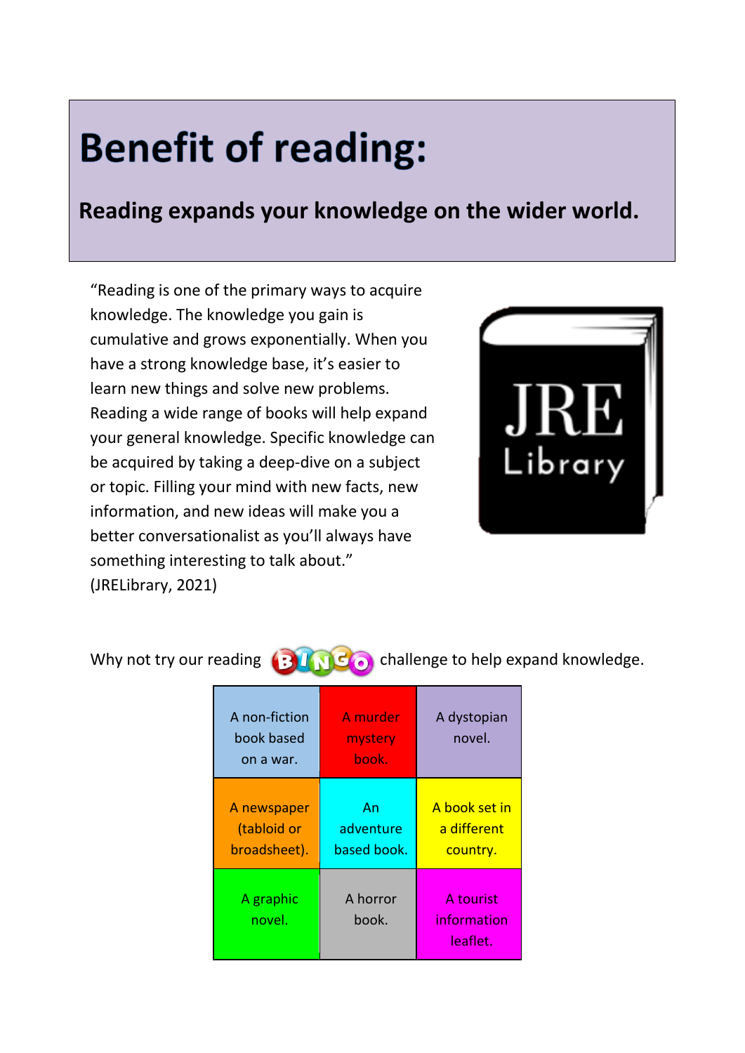# Benefit of reading:

## Reading expands your knowledge on the wider world.

"Reading is one of the primary ways to acquire knowledge. The knowledge you gain is cumulative and grows exponentially. When you have a strong knowledge base, it's easier to learn new things and solve new problems. Reading a wide range of books will help expand your general knowledge. Specific knowledge can be acquired by taking a deep-dive on a subject or topic. Filling your mind with new facts, new information, and new ideas will make you a better conversationalist as you'll always have something interesting to talk about." (JRELibrary, 2021)

Why not try our reading BINGO challenge to help expand knowledge.

| A non-fiction book based on a war. | A murder mystery book. | A dystopian novel. |
|---|---|---|
| A newspaper (tabloid or broadsheet). | An adventure based book. | A book set in a different country. |
| A graphic novel. | A horror book. | A tourist information leaflet. |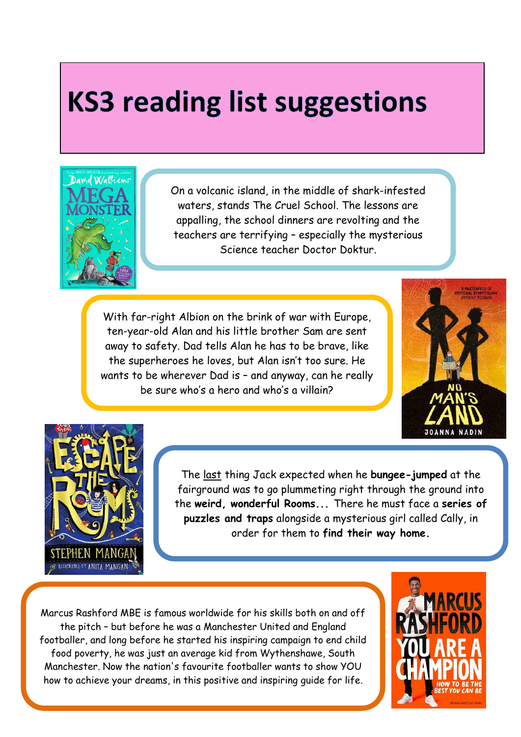# KS3 reading list suggestions

On a volcanic island, in the middle of shark-infested waters, stands The Cruel School. The lessons are appalling, the school dinners are revolting and the teachers are terrifying – especially the mysterious Science teacher Doctor Doktur.

With far-right Albion on the brink of war with Europe, ten-year-old Alan and his little brother Sam are sent away to safety. Dad tells Alan he has to be brave, like the superheroes he loves, but Alan isn't too sure. He wants to be wherever Dad is – and anyway, can he really be sure who's a hero and who's a villain?

The last thing Jack expected when he **bungee-jumped** at the fairground was to go plummeting right through the ground into the **weird, wonderful Rooms...** There he must face a **series of puzzles and traps** alongside a mysterious girl called Cally, in order for them to **find their way home.**

Marcus Rashford MBE is famous worldwide for his skills both on and off the pitch – but before he was a Manchester United and England footballer, and long before he started his inspiring campaign to end child food poverty, he was just an average kid from Wythenshawe, South Manchester. Now the nation's favourite footballer wants to show YOU how to achieve your dreams, in this positive and inspiring guide for life.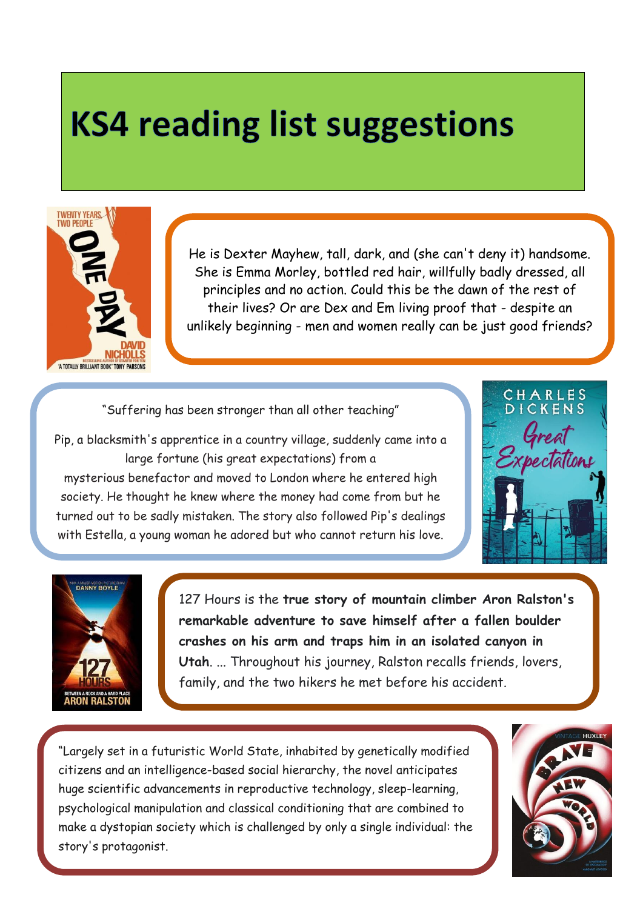# KS4 reading list suggestions

He is Dexter Mayhew, tall, dark, and (she can't deny it) handsome. She is Emma Morley, bottled red hair, willfully badly dressed, all principles and no action. Could this be the dawn of the rest of their lives? Or are Dex and Em living proof that - despite an unlikely beginning - men and women really can be just good friends?

"Suffering has been stronger than all other teaching"

Pip, a blacksmith's apprentice in a country village, suddenly came into a large fortune (his great expectations) from a mysterious benefactor and moved to London where he entered high society. He thought he knew where the money had come from but he turned out to be sadly mistaken. The story also followed Pip's dealings with Estella, a young woman he adored but who cannot return his love.

127 Hours is the **true story of mountain climber Aron Ralston's remarkable adventure to save himself after a fallen boulder crashes on his arm and traps him in an isolated canyon in Utah**. ... Throughout his journey, Ralston recalls friends, lovers, family, and the two hikers he met before his accident.

"Largely set in a futuristic World State, inhabited by genetically modified citizens and an intelligence-based social hierarchy, the novel anticipates huge scientific advancements in reproductive technology, sleep-learning, psychological manipulation and classical conditioning that are combined to make a dystopian society which is challenged by only a single individual: the story's protagonist.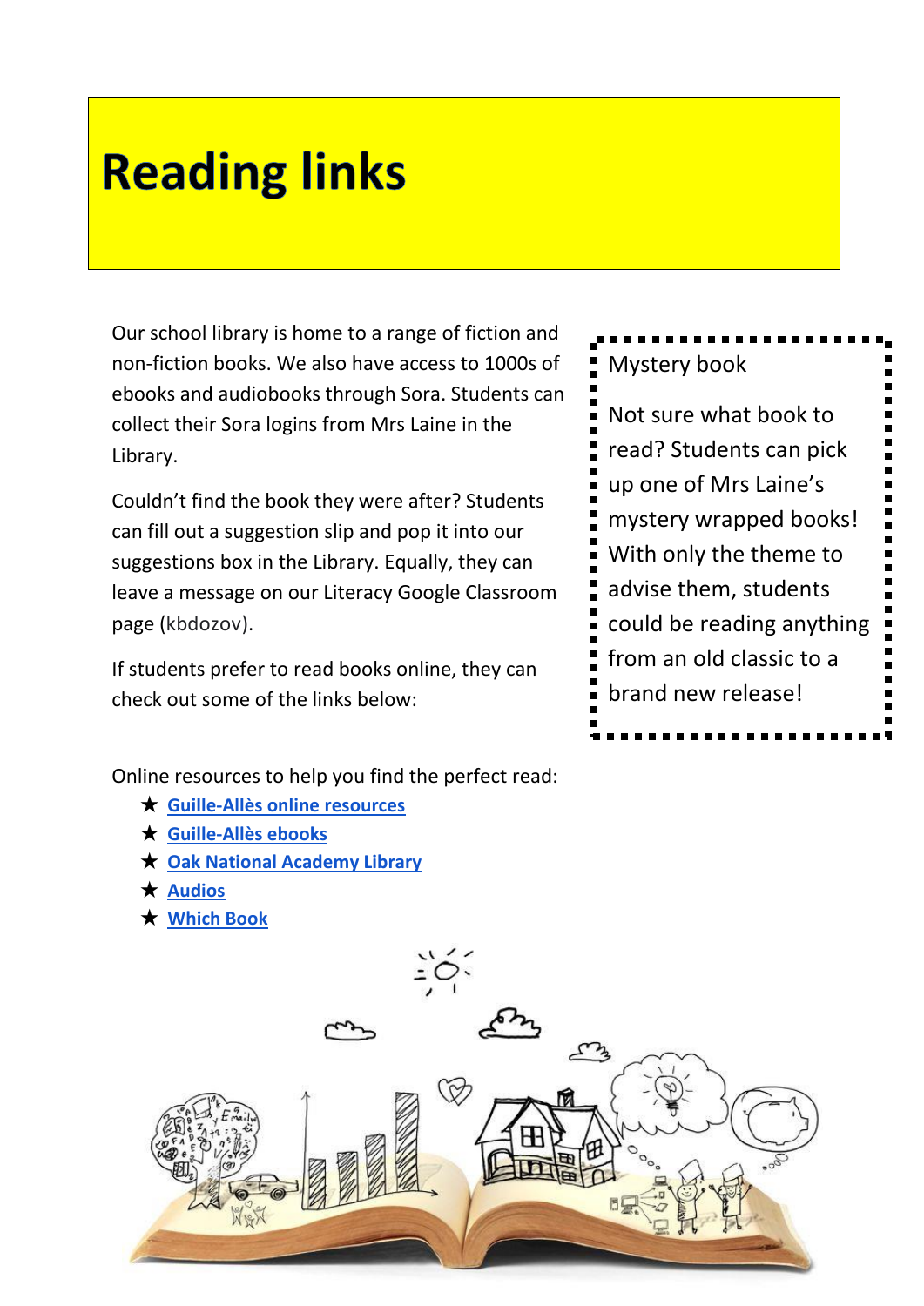# Reading links

Our school library is home to a range of fiction and non-fiction books. We also have access to 1000s of ebooks and audiobooks through Sora. Students can collect their Sora logins from Mrs Laine in the Library.

Couldn't find the book they were after? Students can fill out a suggestion slip and pop it into our suggestions box in the Library. Equally, they can leave a message on our Literacy Google Classroom page (kbdozov).

If students prefer to read books online, they can check out some of the links below:

Mystery book

Not sure what book to read? Students can pick up one of Mrs Laine's mystery wrapped books! With only the theme to advise them, students could be reading anything from an old classic to a brand new release!

Online resources to help you find the perfect read:

- ★ **Guille-Allès online resources**
- ★ **Guille-Allès ebooks**
- ★ **Oak National Academy Library**
- ★ **Audios**
- ★ **Which Book**